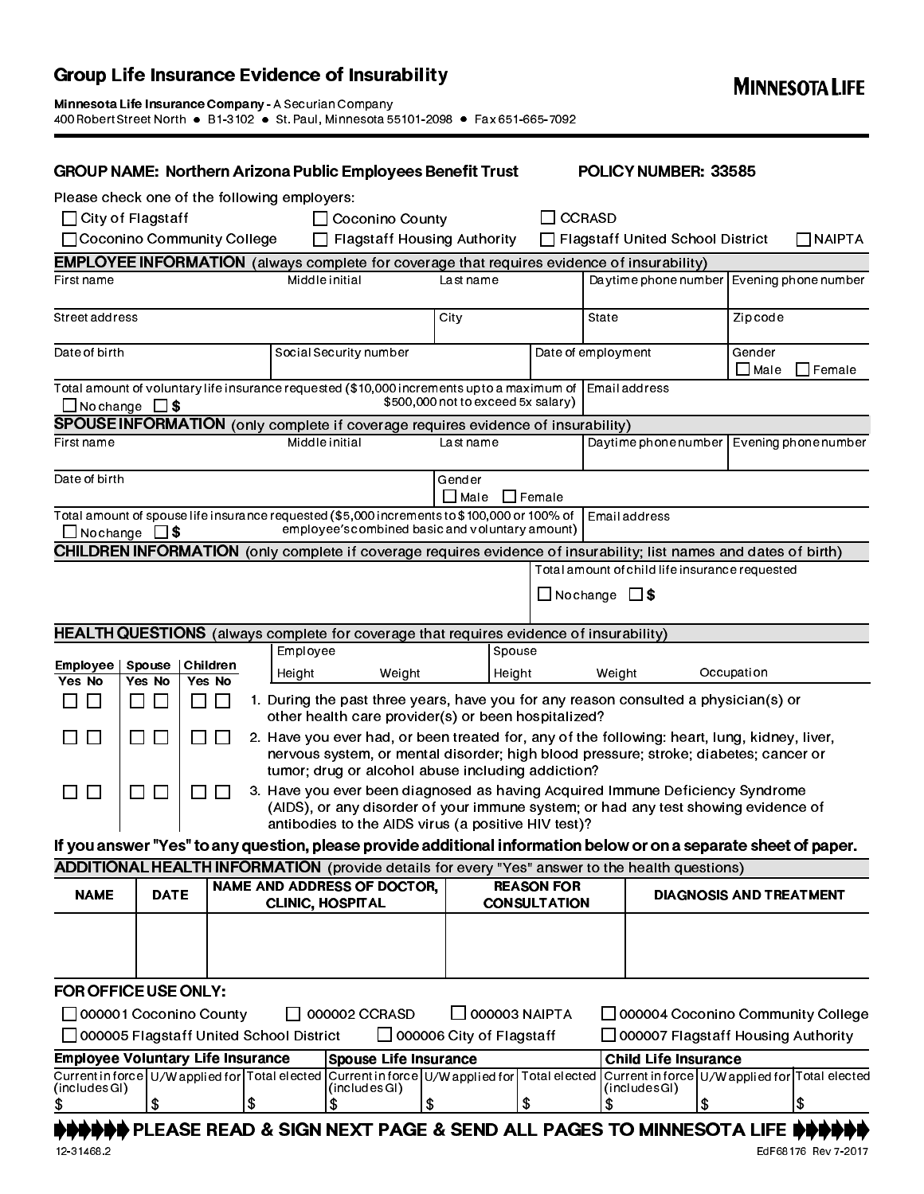# Group Life Insurance Evidence of Insurability

**MINNESOTA LIFE**

**Minnesota Life Insurance Company** - A Securian Company
400 Robert Street North ● B1-3102 ● St. Paul, Minnesota 55101-2098 ● Fax 651-665-7092

**GROUP NAME: Northern Arizona Public Employees Benefit Trust** **POLICY NUMBER: 33585**

Please check one of the following employers:

☐ City of Flagstaff ☐ Coconino County ☐ CCRASD
☐ Coconino Community College ☐ Flagstaff Housing Authority ☐ Flagstaff United School District ☐ NAIPTA

## EMPLOYEE INFORMATION (always complete for coverage that requires evidence of insurability)

| First name | Middle initial | Last name | Daytime phone number | Evening phone number |
|---|---|---|---|---|
| | | | | |

| Street address | City | State | Zip code |
|---|---|---|---|
| | | | |

| Date of birth | Social Security number | Date of employment | Gender ☐ Male ☐ Female |
|---|---|---|---|
| | | | |

Total amount of voluntary life insurance requested ($10,000 increments up to a maximum of $500,000 not to exceed 5x salary)
☐ No change ☐ $

Email address

## SPOUSE INFORMATION (only complete if coverage requires evidence of insurability)

| First name | Middle initial | Last name | Daytime phone number | Evening phone number |
|---|---|---|---|---|
| | | | | |

| Date of birth | Gender ☐ Male ☐ Female |
|---|---|
| | |

Total amount of spouse life insurance requested ($5,000 increments to $100,000 or 100% of employee's combined basic and voluntary amount)
☐ No change ☐ $

Email address

## CHILDREN INFORMATION (only complete if coverage requires evidence of insurability; list names and dates of birth)

Total amount of child life insurance requested
☐ No change ☐ $

## HEALTH QUESTIONS (always complete for coverage that requires evidence of insurability)

| Employee Height | Employee Weight | Spouse Height | Spouse Weight | Occupation |
|---|---|---|---|---|
| | | | | |

| Employee Yes | Employee No | Spouse Yes | Spouse No | Children Yes | Children No | Question |
|---|---|---|---|---|---|---|
| ☐ | ☐ | ☐ | ☐ | ☐ | ☐ | 1. During the past three years, have you for any reason consulted a physician(s) or other health care provider(s) or been hospitalized? |
| ☐ | ☐ | ☐ | ☐ | ☐ | ☐ | 2. Have you ever had, or been treated for, any of the following: heart, lung, kidney, liver, nervous system, or mental disorder; high blood pressure; stroke; diabetes; cancer or tumor; drug or alcohol abuse including addiction? |
| ☐ | ☐ | ☐ | ☐ | ☐ | ☐ | 3. Have you ever been diagnosed as having Acquired Immune Deficiency Syndrome (AIDS), or any disorder of your immune system; or had any test showing evidence of antibodies to the AIDS virus (a positive HIV test)? |

**If you answer "Yes" to any question, please provide additional information below or on a separate sheet of paper.**

## ADDITIONAL HEALTH INFORMATION (provide details for every "Yes" answer to the health questions)

| NAME | DATE | NAME AND ADDRESS OF DOCTOR, CLINIC, HOSPITAL | REASON FOR CONSULTATION | DIAGNOSIS AND TREATMENT |
|---|---|---|---|---|
| | | | | |

## FOR OFFICE USE ONLY:

☐ 000001 Coconino County ☐ 000002 CCRASD ☐ 000003 NAIPTA ☐ 000004 Coconino Community College
☐ 000005 Flagstaff United School District ☐ 000006 City of Flagstaff ☐ 000007 Flagstaff Housing Authority

| Employee Voluntary Life Insurance | | | Spouse Life Insurance | | | Child Life Insurance | | |
|---|---|---|---|---|---|---|---|---|
| Current in force (includes GI) | U/W applied for | Total elected | Current in force (includes GI) | U/W applied for | Total elected | Current in force (includes GI) | U/W applied for | Total elected |
| $ | $ | $ | $ | $ | $ | $ | $ | $ |

**PLEASE READ & SIGN NEXT PAGE & SEND ALL PAGES TO MINNESOTA LIFE**

12-31468.2 EdF68176 Rev 7-2017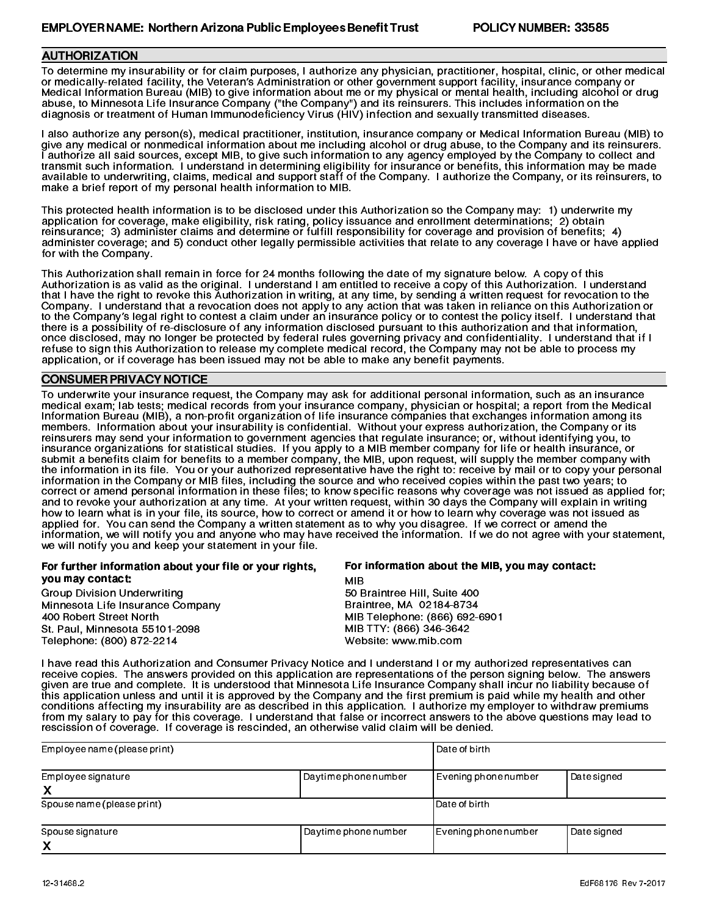**EMPLOYER NAME: Northern Arizona Public Employees Benefit Trust** **POLICY NUMBER: 33585**

## AUTHORIZATION

To determine my insurability or for claim purposes, I authorize any physician, practitioner, hospital, clinic, or other medical or medically-related facility, the Veteran's Administration or other government support facility, insurance company or Medical Information Bureau (MIB) to give information about me or my physical or mental health, including alcohol or drug abuse, to Minnesota Life Insurance Company ("the Company") and its reinsurers. This includes information on the diagnosis or treatment of Human Immunodeficiency Virus (HIV) infection and sexually transmitted diseases.

I also authorize any person(s), medical practitioner, institution, insurance company or Medical Information Bureau (MIB) to give any medical or nonmedical information about me including alcohol or drug abuse, to the Company and its reinsurers. I authorize all said sources, except MIB, to give such information to any agency employed by the Company to collect and transmit such information. I understand in determining eligibility for insurance or benefits, this information may be made available to underwriting, claims, medical and support staff of the Company. I authorize the Company, or its reinsurers, to make a brief report of my personal health information to MIB.

This protected health information is to be disclosed under this Authorization so the Company may: 1) underwrite my application for coverage, make eligibility, risk rating, policy issuance and enrollment determinations; 2) obtain reinsurance; 3) administer claims and determine or fulfill responsibility for coverage and provision of benefits; 4) administer coverage; and 5) conduct other legally permissible activities that relate to any coverage I have or have applied for with the Company.

This Authorization shall remain in force for 24 months following the date of my signature below. A copy of this Authorization is as valid as the original. I understand I am entitled to receive a copy of this Authorization. I understand that I have the right to revoke this Authorization in writing, at any time, by sending a written request for revocation to the Company. I understand that a revocation does not apply to any action that was taken in reliance on this Authorization or to the Company's legal right to contest a claim under an insurance policy or to contest the policy itself. I understand that there is a possibility of re-disclosure of any information disclosed pursuant to this authorization and that information, once disclosed, may no longer be protected by federal rules governing privacy and confidentiality. I understand that if I refuse to sign this Authorization to release my complete medical record, the Company may not be able to process my application, or if coverage has been issued may not be able to make any benefit payments.

## CONSUMER PRIVACY NOTICE

To underwrite your insurance request, the Company may ask for additional personal information, such as an insurance medical exam; lab tests; medical records from your insurance company, physician or hospital; a report from the Medical Information Bureau (MIB), a non-profit organization of life insurance companies that exchanges information among its members. Information about your insurability is confidential. Without your express authorization, the Company or its reinsurers may send your information to government agencies that regulate insurance; or, without identifying you, to insurance organizations for statistical studies. If you apply to a MIB member company for life or health insurance, or submit a benefits claim for benefits to a member company, the MIB, upon request, will supply the member company with the information in its file. You or your authorized representative have the right to: receive by mail or to copy your personal information in the Company or MIB files, including the source and who received copies within the past two years; to correct or amend personal information in these files; to know specific reasons why coverage was not issued as applied for; and to revoke your authorization at any time. At your written request, within 30 days the Company will explain in writing how to learn what is in your file, its source, how to correct or amend it or how to learn why coverage was not issued as applied for. You can send the Company a written statement as to why you disagree. If we correct or amend the information, we will notify you and anyone who may have received the information. If we do not agree with your statement, we will notify you and keep your statement in your file.

**For further information about your file or your rights, you may contact:**

Group Division Underwriting
Minnesota Life Insurance Company
400 Robert Street North
St. Paul, Minnesota 55101-2098
Telephone: (800) 872-2214

**For information about the MIB, you may contact:**

MIB
50 Braintree Hill, Suite 400
Braintree, MA 02184-8734
MIB Telephone: (866) 692-6901
MIB TTY: (866) 346-3642
Website: www.mib.com

I have read this Authorization and Consumer Privacy Notice and I understand I or my authorized representatives can receive copies. The answers provided on this application are representations of the person signing below. The answers given are true and complete. It is understood that Minnesota Life Insurance Company shall incur no liability because of this application unless and until it is approved by the Company and the first premium is paid while my health and other conditions affecting my insurability are as described in this application. I authorize my employer to withdraw premiums from my salary to pay for this coverage. I understand that false or incorrect answers to the above questions may lead to rescission of coverage. If coverage is rescinded, an otherwise valid claim will be denied.

| | | | |
|---|---|---|---|
| Employee name (please print) | | Date of birth | |
| Employee signature<br>X | Daytime phone number | Evening phone number | Date signed |
| Spouse name (please print) | | Date of birth | |
| Spouse signature<br>X | Daytime phone number | Evening phone number | Date signed |

12-31468.2 EdF68176 Rev 7-2017